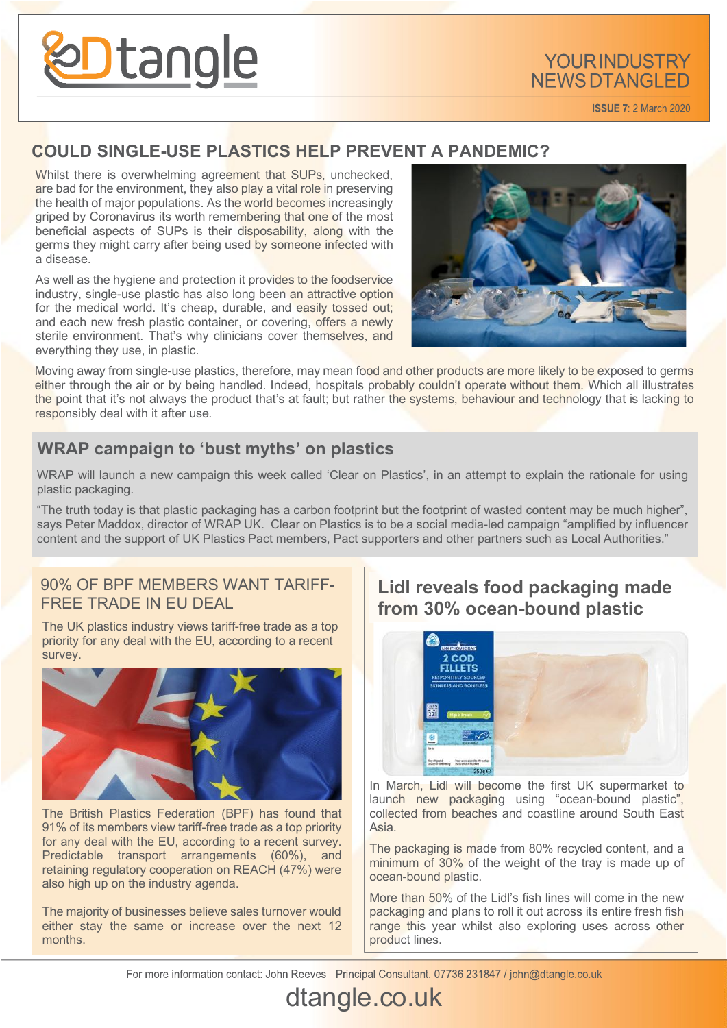# Dtangle

YOUR INDUSTRY NEWS DTANGLED

**ISSUE 7**: 2 March 2020

## COULD SINGLE-USE PLASTICS HELP PREVENT A PANDEMIC?

Whilst there is overwhelming agreement that SUPs, unchecked, are bad for the environment, they also play a vital role in preserving the health of major populations. As the world becomes increasingly griped by Coronavirus its worth remembering that one of the most beneficial aspects of SUPs is their disposability, along with the germs they might carry after being used by someone infected with a disease.

As well as the hygiene and protection it provides to the foodservice industry, single-use plastic has also long been an attractive option for the medical world. It's cheap, durable, and easily tossed out; and each new fresh plastic container, or covering, offers a newly sterile environment. That's why clinicians cover themselves, and everything they use, in plastic.

Moving away from single-use plastics, therefore, may mean food and other products are more likely to be exposed to germs either through the air or by being handled. Indeed, hospitals probably couldn't operate without them. Which all illustrates the point that it's not always the product that's at fault; but rather the systems, behaviour and technology that is lacking to responsibly deal with it after use.

## WRAP campaign to 'bust myths' on plastics

WRAP will launch a new campaign this week called 'Clear on Plastics', in an attempt to explain the rationale for using plastic packaging.

"The truth today is that plastic packaging has a carbon footprint but the footprint of wasted content may be much higher", says Peter Maddox, director of WRAP UK. Clear on Plastics is to be a social media-led campaign "amplified by influencer content and the support of UK Plastics Pact members, Pact supporters and other partners such as Local Authorities."

## 90% OF BPF MEMBERS WANT TARIFF-FREE TRADE IN EU DEAL

The UK plastics industry views tariff-free trade as a top priority for any deal with the EU, according to a recent survey.

The British Plastics Federation (BPF) has found that 91% of its members view tariff-free trade as a top priority for any deal with the EU, according to a recent survey. Predictable transport arrangements (60%), and retaining regulatory cooperation on REACH (47%) were also high up on the industry agenda.

The majority of businesses believe sales turnover would either stay the same or increase over the next 12 months.

## Lidl reveals food packaging made from 30% ocean-bound plastic

In March, Lidl will become the first UK supermarket to launch new packaging using "ocean-bound plastic", collected from beaches and coastline around South East Asia.

The packaging is made from 80% recycled content, and a minimum of 30% of the weight of the tray is made up of ocean-bound plastic.

More than 50% of the Lidl's fish lines will come in the new packaging and plans to roll it out across its entire fresh fish range this year whilst also exploring uses across other product lines.

For more information contact: John Reeves - Principal Consultant. 07736 231847 / john@dtangle.co.uk

dtangle.co.uk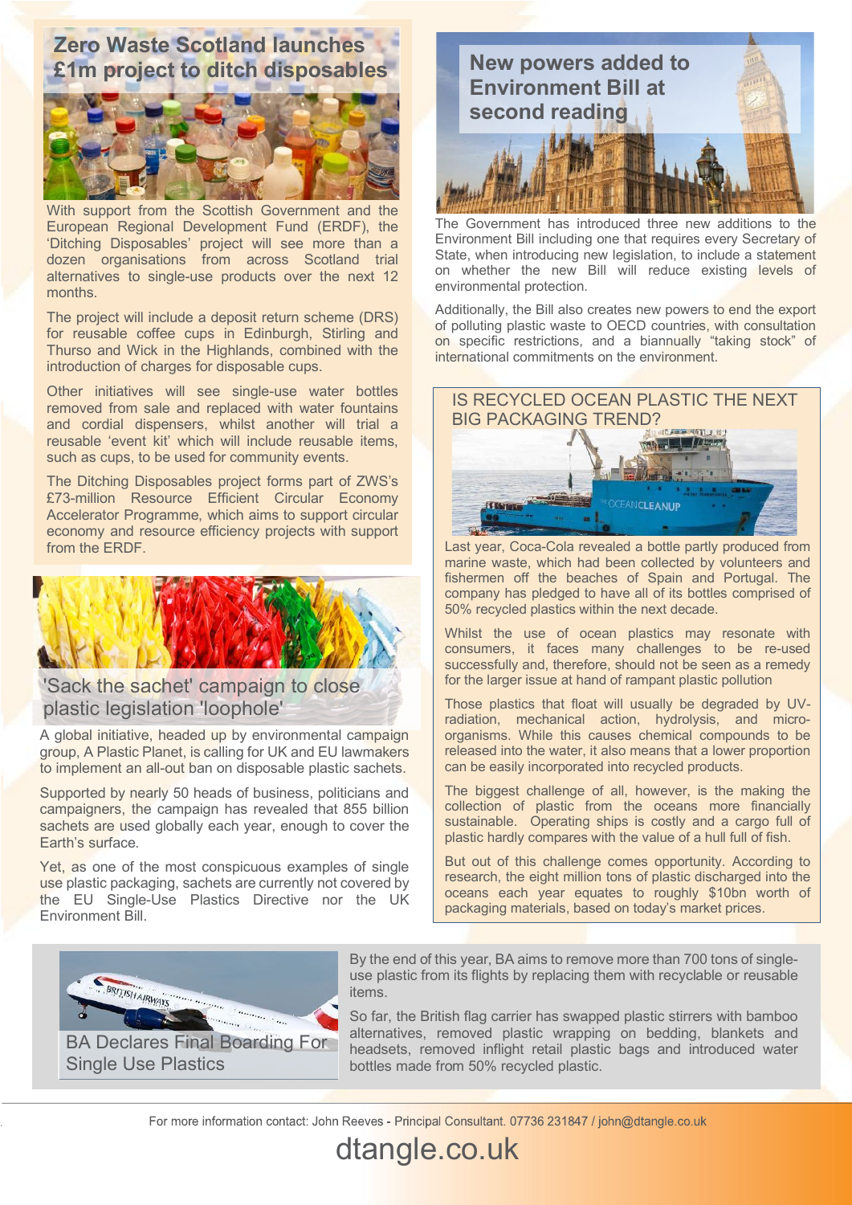## Zero Waste Scotland launches £1m project to ditch disposables

With support from the Scottish Government and the European Regional Development Fund (ERDF), the 'Ditching Disposables' project will see more than a dozen organisations from across Scotland trial alternatives to single-use products over the next 12 months.

The project will include a deposit return scheme (DRS) for reusable coffee cups in Edinburgh, Stirling and Thurso and Wick in the Highlands, combined with the introduction of charges for disposable cups.

Other initiatives will see single-use water bottles removed from sale and replaced with water fountains and cordial dispensers, whilst another will trial a reusable 'event kit' which will include reusable items, such as cups, to be used for community events.

The Ditching Disposables project forms part of ZWS's £73-million Resource Efficient Circular Economy Accelerator Programme, which aims to support circular economy and resource efficiency projects with support from the ERDF.

## 'Sack the sachet' campaign to close plastic legislation 'loophole'

A global initiative, headed up by environmental campaign group, A Plastic Planet, is calling for UK and EU lawmakers to implement an all-out ban on disposable plastic sachets.

Supported by nearly 50 heads of business, politicians and campaigners, the campaign has revealed that 855 billion sachets are used globally each year, enough to cover the Earth's surface.

Yet, as one of the most conspicuous examples of single use plastic packaging, sachets are currently not covered by the EU Single-Use Plastics Directive nor the UK Environment Bill.

## New powers added to Environment Bill at second reading

The Government has introduced three new additions to the Environment Bill including one that requires every Secretary of State, when introducing new legislation, to include a statement on whether the new Bill will reduce existing levels of environmental protection.

Additionally, the Bill also creates new powers to end the export of polluting plastic waste to OECD countries, with consultation on specific restrictions, and a biannually "taking stock" of international commitments on the environment.

## IS RECYCLED OCEAN PLASTIC THE NEXT BIG PACKAGING TREND?

Last year, Coca-Cola revealed a bottle partly produced from marine waste, which had been collected by volunteers and fishermen off the beaches of Spain and Portugal. The company has pledged to have all of its bottles comprised of 50% recycled plastics within the next decade.

Whilst the use of ocean plastics may resonate with consumers, it faces many challenges to be re-used successfully and, therefore, should not be seen as a remedy for the larger issue at hand of rampant plastic pollution

Those plastics that float will usually be degraded by UV-radiation, mechanical action, hydrolysis, and micro-organisms. While this causes chemical compounds to be released into the water, it also means that a lower proportion can be easily incorporated into recycled products.

The biggest challenge of all, however, is the making the collection of plastic from the oceans more financially sustainable. Operating ships is costly and a cargo full of plastic hardly compares with the value of a hull full of fish.

But out of this challenge comes opportunity. According to research, the eight million tons of plastic discharged into the oceans each year equates to roughly $10bn worth of packaging materials, based on today's market prices.

## BA Declares Final Boarding For Single Use Plastics

By the end of this year, BA aims to remove more than 700 tons of single-use plastic from its flights by replacing them with recyclable or reusable items.

So far, the British flag carrier has swapped plastic stirrers with bamboo alternatives, removed plastic wrapping on bedding, blankets and headsets, removed inflight retail plastic bags and introduced water bottles made from 50% recycled plastic.

For more information contact: John Reeves - Principal Consultant. 07736 231847 / john@dtangle.co.uk

dtangle.co.uk